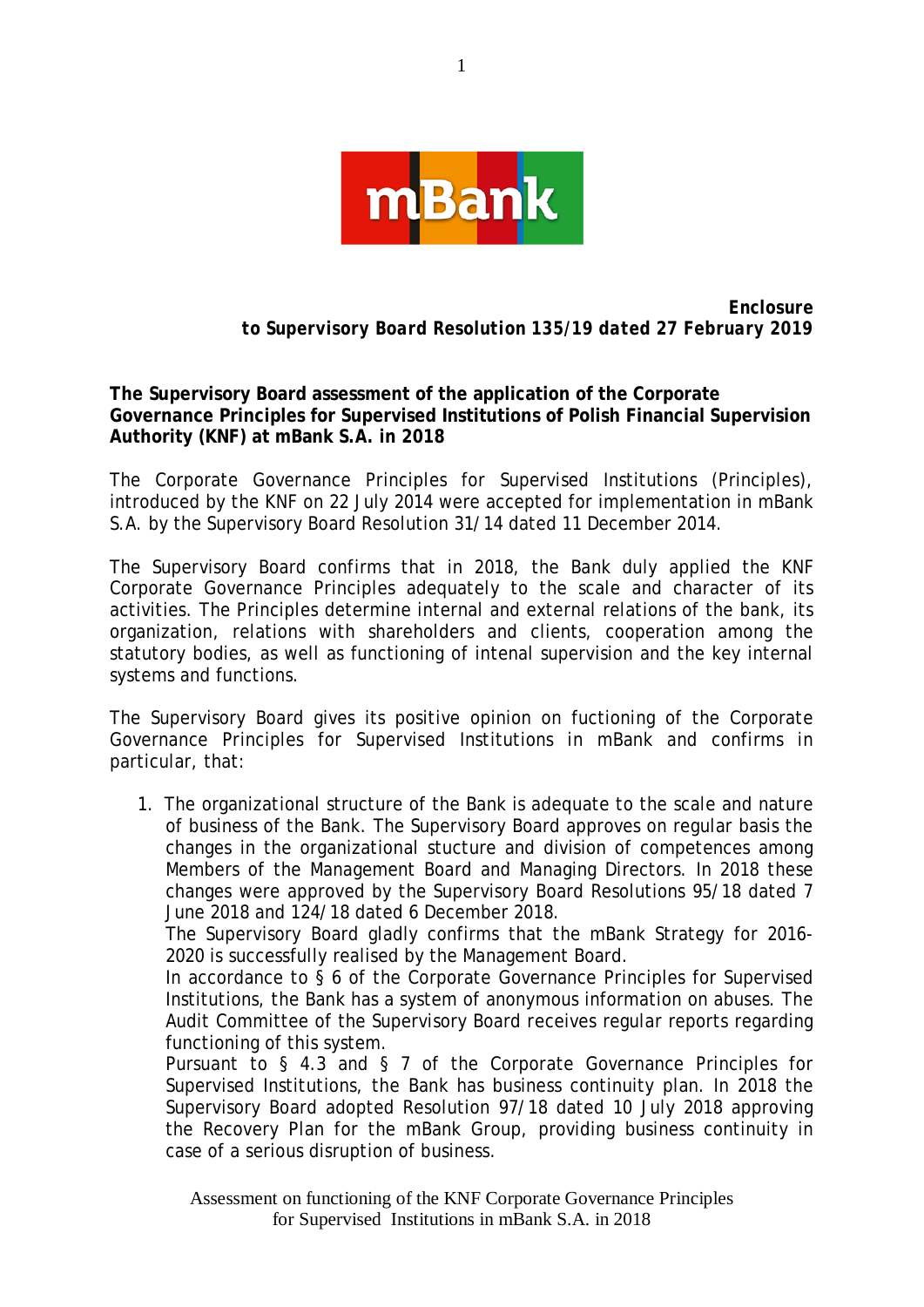***Enclosure***
***to Supervisory Board Resolution 135/19 dated 27 February 2019***

**The Supervisory Board assessment of the application of the Corporate Governance Principles for Supervised Institutions of Polish Financial Supervision Authority (KNF) at mBank S.A. in 2018**

The Corporate Governance Principles for Supervised Institutions (Principles), introduced by the KNF on 22 July 2014 were accepted for implementation in mBank S.A. by the Supervisory Board Resolution 31/14 dated 11 December 2014.

The Supervisory Board confirms that in 2018, the Bank duly applied the KNF Corporate Governance Principles adequately to the scale and character of its activities. The Principles determine internal and external relations of the bank, its organization, relations with shareholders and clients, cooperation among the statutory bodies, as well as functioning of intenal supervision and the key internal systems and functions.

The Supervisory Board gives its positive opinion on fuctioning of the Corporate Governance Principles for Supervised Institutions in mBank and confirms in particular, that:

1. The organizational structure of the Bank is adequate to the scale and nature of business of the Bank. The Supervisory Board approves on regular basis the changes in the organizational stucture and division of competences among Members of the Management Board and Managing Directors. In 2018 these changes were approved by the Supervisory Board Resolutions 95/18 dated 7 June 2018 and 124/18 dated 6 December 2018.
   The Supervisory Board gladly confirms that the mBank Strategy for 2016-2020 is successfully realised by the Management Board.
   In accordance to § 6 of the Corporate Governance Principles for Supervised Institutions, the Bank has a system of anonymous information on abuses. The Audit Committee of the Supervisory Board receives regular reports regarding functioning of this system.
   Pursuant to § 4.3 and § 7 of the Corporate Governance Principles for Supervised Institutions, the Bank has business continuity plan. In 2018 the Supervisory Board adopted Resolution 97/18 dated 10 July 2018 approving the Recovery Plan for the mBank Group, providing business continuity in case of a serious disruption of business.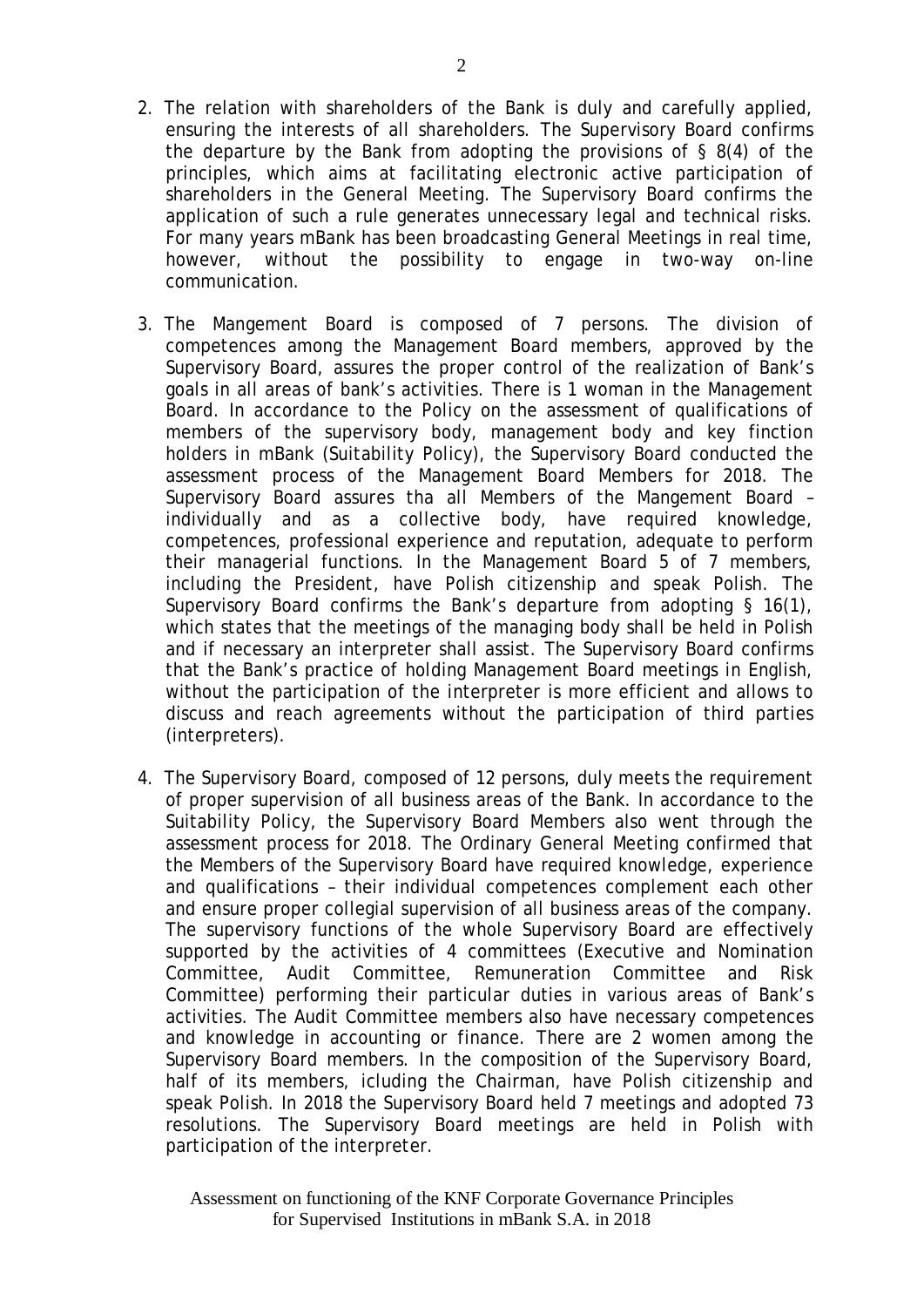2. The relation with shareholders of the Bank is duly and carefully applied, ensuring the interests of all shareholders. The Supervisory Board confirms the departure by the Bank from adopting the provisions of § 8(4) of the principles, which aims at facilitating electronic active participation of shareholders in the General Meeting. The Supervisory Board confirms the application of such a rule generates unnecessary legal and technical risks. For many years mBank has been broadcasting General Meetings in real time, however, without the possibility to engage in two-way on-line communication.

3. The Mangement Board is composed of 7 persons. The division of competences among the Management Board members, approved by the Supervisory Board, assures the proper control of the realization of Bank's goals in all areas of bank's activities. There is 1 woman in the Management Board. In accordance to the Policy on the assessment of qualifications of members of the supervisory body, management body and key finction holders in mBank (Suitability Policy), the Supervisory Board conducted the assessment process of the Management Board Members for 2018. The Supervisory Board assures tha all Members of the Mangement Board – individually and as a collective body, have required knowledge, competences, professional experience and reputation, adequate to perform their managerial functions. In the Management Board 5 of 7 members, including the President, have Polish citizenship and speak Polish. The Supervisory Board confirms the Bank's departure from adopting § 16(1), which states that the meetings of the managing body shall be held in Polish and if necessary an interpreter shall assist. The Supervisory Board confirms that the Bank's practice of holding Management Board meetings in English, without the participation of the interpreter is more efficient and allows to discuss and reach agreements without the participation of third parties (interpreters).

4. The Supervisory Board, composed of 12 persons, duly meets the requirement of proper supervision of all business areas of the Bank. In accordance to the Suitability Policy, the Supervisory Board Members also went through the assessment process for 2018. The Ordinary General Meeting confirmed that the Members of the Supervisory Board have required knowledge, experience and qualifications – their individual competences complement each other and ensure proper collegial supervision of all business areas of the company. The supervisory functions of the whole Supervisory Board are effectively supported by the activities of 4 committees (Executive and Nomination Committee, Audit Committee, Remuneration Committee and Risk Committee) performing their particular duties in various areas of Bank's activities. The Audit Committee members also have necessary competences and knowledge in accounting or finance. There are 2 women among the Supervisory Board members. In the composition of the Supervisory Board, half of its members, icluding the Chairman, have Polish citizenship and speak Polish. In 2018 the Supervisory Board held 7 meetings and adopted 73 resolutions. The Supervisory Board meetings are held in Polish with participation of the interpreter.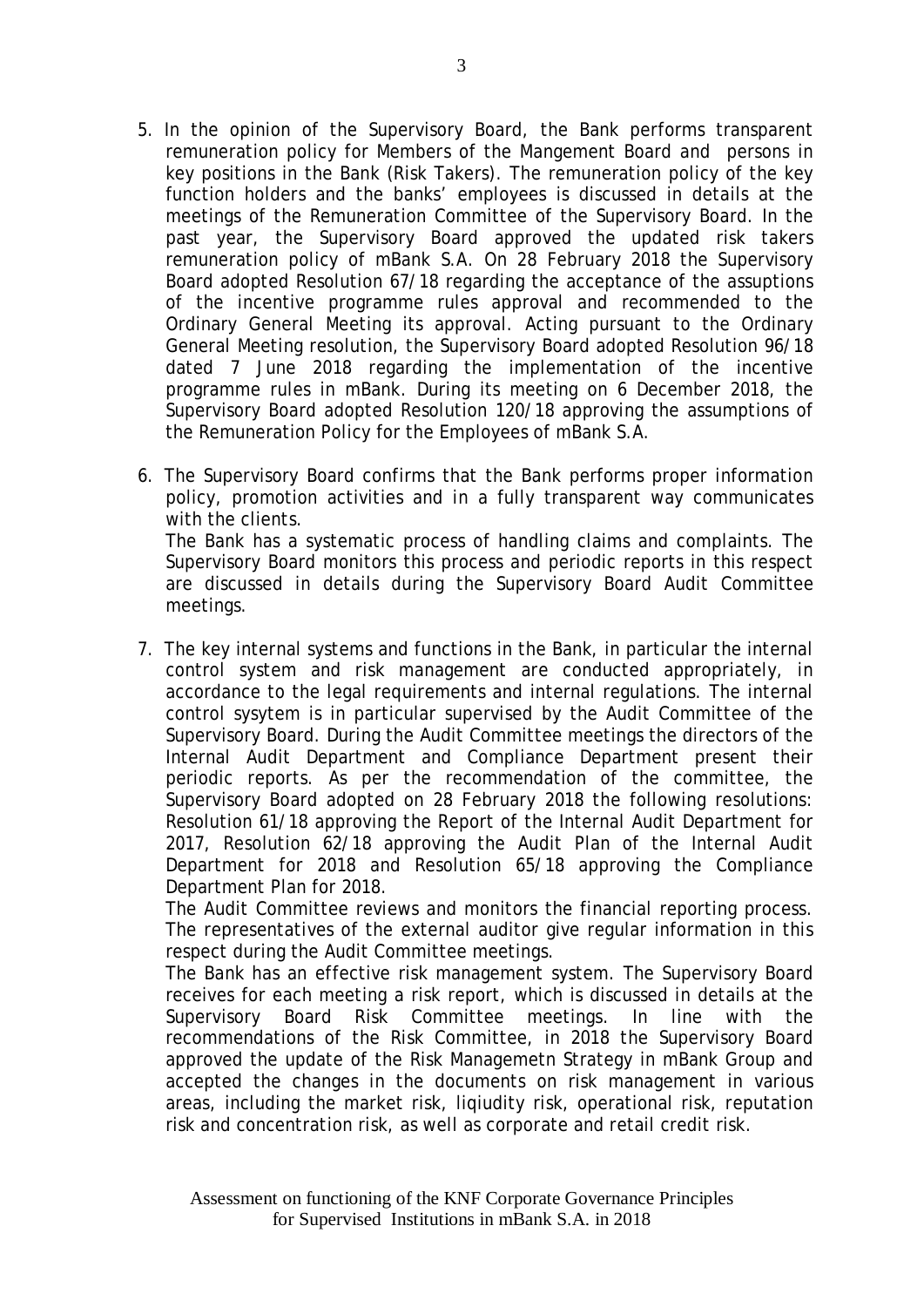5. In the opinion of the Supervisory Board, the Bank performs transparent remuneration policy for Members of the Mangement Board and persons in key positions in the Bank (Risk Takers). The remuneration policy of the key function holders and the banks' employees is discussed in details at the meetings of the Remuneration Committee of the Supervisory Board. In the past year, the Supervisory Board approved the updated risk takers remuneration policy of mBank S.A. On 28 February 2018 the Supervisory Board adopted Resolution 67/18 regarding the acceptance of the assuptions of the incentive programme rules approval and recommended to the Ordinary General Meeting its approval. Acting pursuant to the Ordinary General Meeting resolution, the Supervisory Board adopted Resolution 96/18 dated 7 June 2018 regarding the implementation of the incentive programme rules in mBank. During its meeting on 6 December 2018, the Supervisory Board adopted Resolution 120/18 approving the assumptions of the Remuneration Policy for the Employees of mBank S.A.

6. The Supervisory Board confirms that the Bank performs proper information policy, promotion activities and in a fully transparent way communicates with the clients.
   The Bank has a systematic process of handling claims and complaints. The Supervisory Board monitors this process and periodic reports in this respect are discussed in details during the Supervisory Board Audit Committee meetings.

7. The key internal systems and functions in the Bank, in particular the internal control system and risk management are conducted appropriately, in accordance to the legal requirements and internal regulations. The internal control sysytem is in particular supervised by the Audit Committee of the Supervisory Board. During the Audit Committee meetings the directors of the Internal Audit Department and Compliance Department present their periodic reports. As per the recommendation of the committee, the Supervisory Board adopted on 28 February 2018 the following resolutions: Resolution 61/18 approving the Report of the Internal Audit Department for 2017, Resolution 62/18 approving the Audit Plan of the Internal Audit Department for 2018 and Resolution 65/18 approving the Compliance Department Plan for 2018.
   The Audit Committee reviews and monitors the financial reporting process. The representatives of the external auditor give regular information in this respect during the Audit Committee meetings.
   The Bank has an effective risk management system. The Supervisory Board receives for each meeting a risk report, which is discussed in details at the Supervisory Board Risk Committee meetings. In line with the recommendations of the Risk Committee, in 2018 the Supervisory Board approved the update of the Risk Managemetn Strategy in mBank Group and accepted the changes in the documents on risk management in various areas, including the market risk, liqiudity risk, operational risk, reputation risk and concentration risk, as well as corporate and retail credit risk.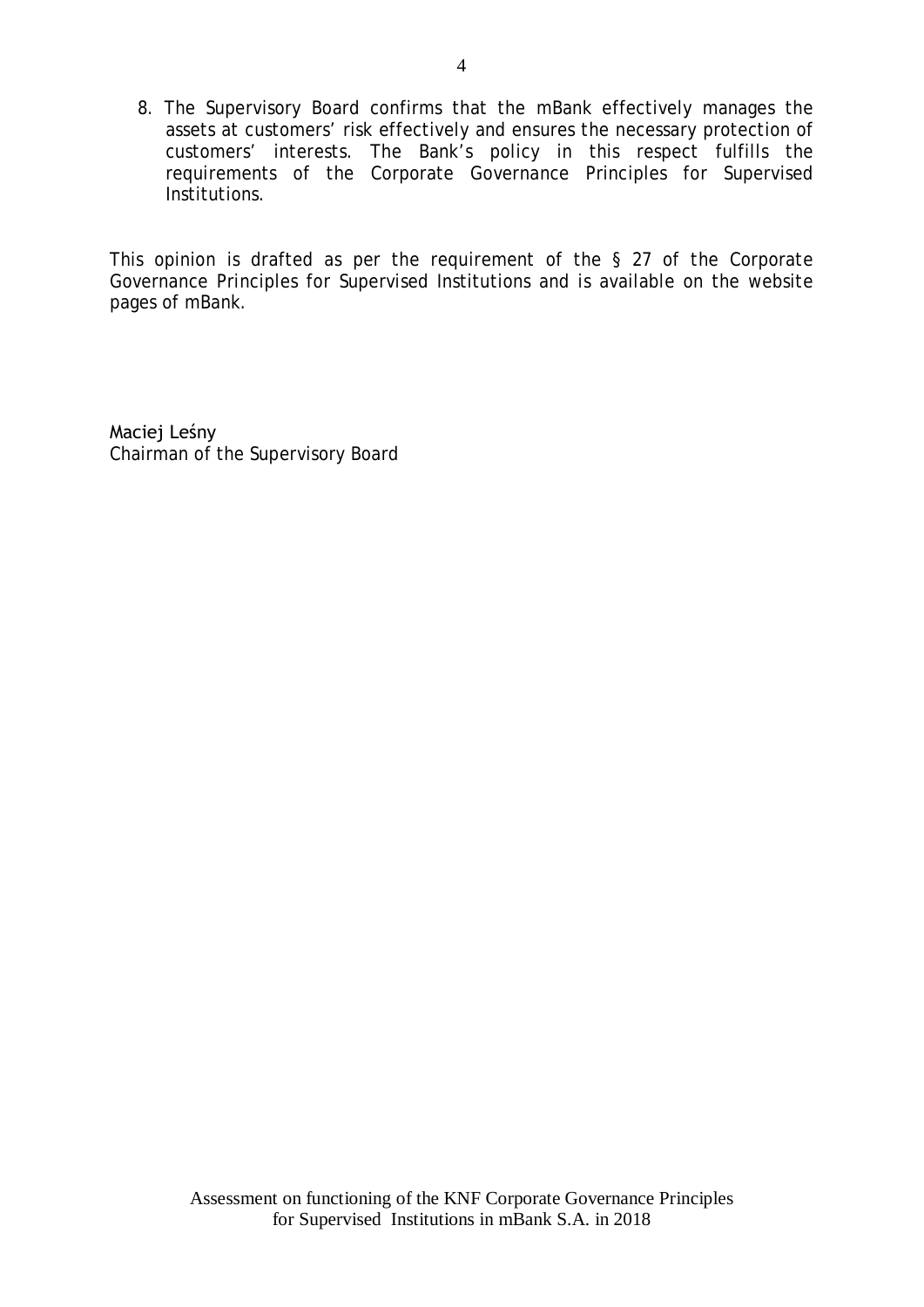8. The Supervisory Board confirms that the mBank effectively manages the assets at customers' risk effectively and ensures the necessary protection of customers' interests. The Bank's policy in this respect fulfills the requirements of the Corporate Governance Principles for Supervised Institutions.

This opinion is drafted as per the requirement of the § 27 of the Corporate Governance Principles for Supervised Institutions and is available on the website pages of mBank.

Maciej Leśny
Chairman of the Supervisory Board